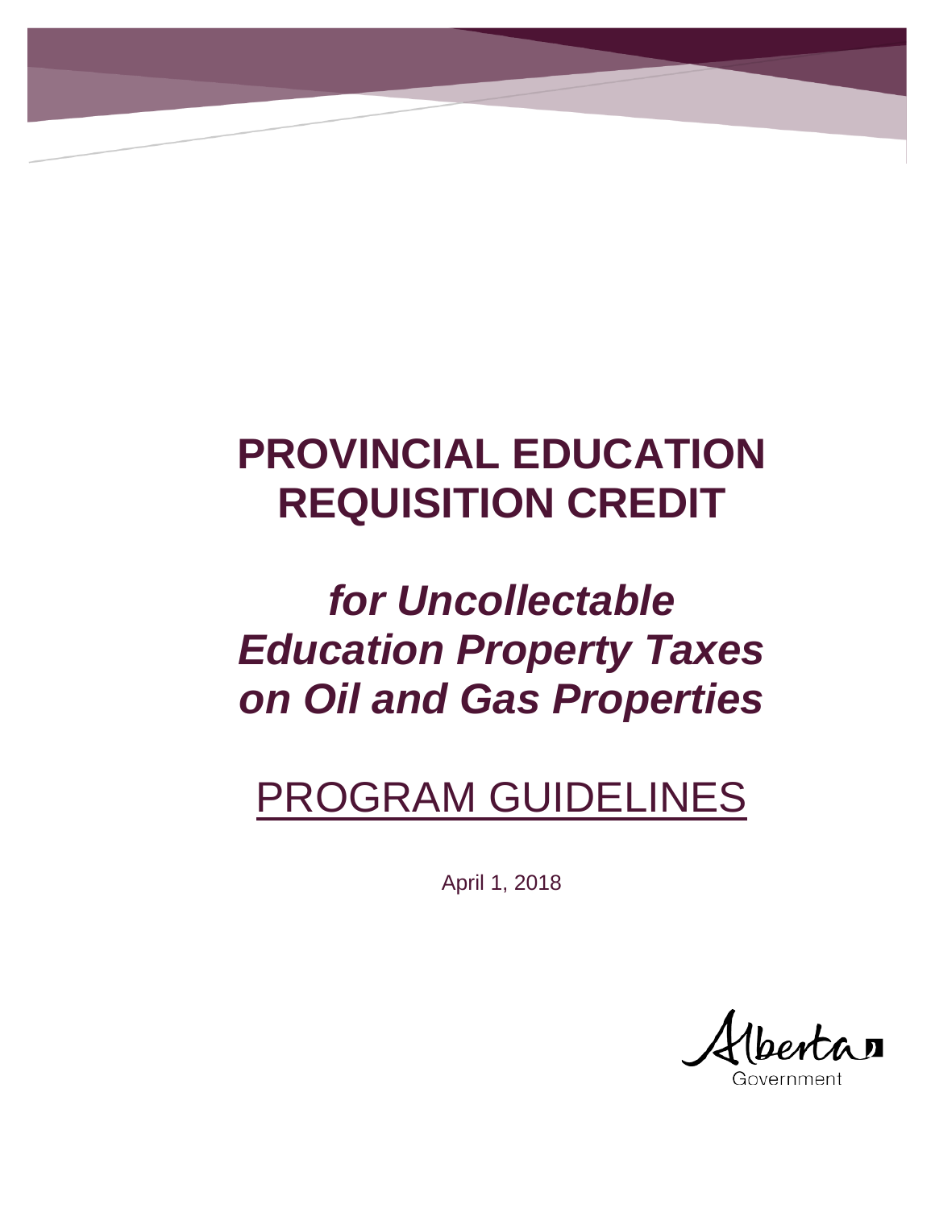# PROVINCIAL EDUCATION REQUISITION CREDIT

## *for Uncollectable Education Property Taxes on Oil and Gas Properties*

## PROGRAM GUIDELINES

April 1, 2018

Alberta Government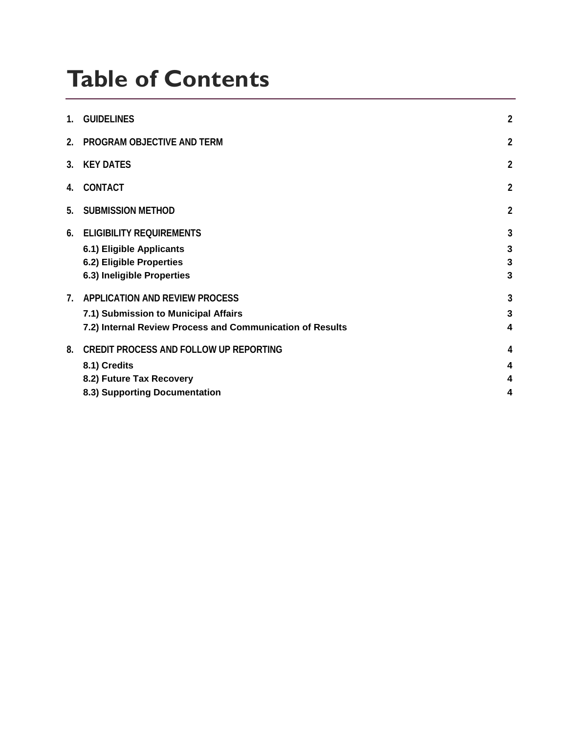# Table of Contents

| | | |
|---|---|---|
| 1. | GUIDELINES | 2 |
| 2. | PROGRAM OBJECTIVE AND TERM | 2 |
| 3. | KEY DATES | 2 |
| 4. | CONTACT | 2 |
| 5. | SUBMISSION METHOD | 2 |
| 6. | ELIGIBILITY REQUIREMENTS | 3 |
| | 6.1) Eligible Applicants | 3 |
| | 6.2) Eligible Properties | 3 |
| | 6.3) Ineligible Properties | 3 |
| 7. | APPLICATION AND REVIEW PROCESS | 3 |
| | 7.1) Submission to Municipal Affairs | 3 |
| | 7.2) Internal Review Process and Communication of Results | 4 |
| 8. | CREDIT PROCESS AND FOLLOW UP REPORTING | 4 |
| | 8.1) Credits | 4 |
| | 8.2) Future Tax Recovery | 4 |
| | 8.3) Supporting Documentation | 4 |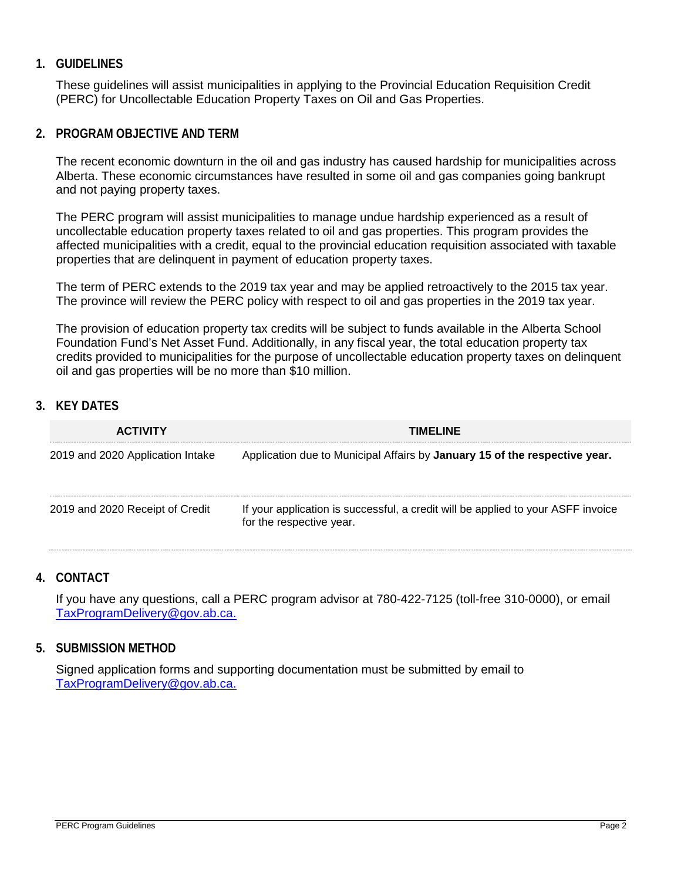## 1. GUIDELINES

These guidelines will assist municipalities in applying to the Provincial Education Requisition Credit (PERC) for Uncollectable Education Property Taxes on Oil and Gas Properties.

## 2. PROGRAM OBJECTIVE AND TERM

The recent economic downturn in the oil and gas industry has caused hardship for municipalities across Alberta. These economic circumstances have resulted in some oil and gas companies going bankrupt and not paying property taxes.

The PERC program will assist municipalities to manage undue hardship experienced as a result of uncollectable education property taxes related to oil and gas properties. This program provides the affected municipalities with a credit, equal to the provincial education requisition associated with taxable properties that are delinquent in payment of education property taxes.

The term of PERC extends to the 2019 tax year and may be applied retroactively to the 2015 tax year. The province will review the PERC policy with respect to oil and gas properties in the 2019 tax year.

The provision of education property tax credits will be subject to funds available in the Alberta School Foundation Fund's Net Asset Fund. Additionally, in any fiscal year, the total education property tax credits provided to municipalities for the purpose of uncollectable education property taxes on delinquent oil and gas properties will be no more than $10 million.

## 3. KEY DATES

| ACTIVITY | TIMELINE |
|---|---|
| 2019 and 2020 Application Intake | Application due to Municipal Affairs by **January 15 of the respective year.** |
| 2019 and 2020 Receipt of Credit | If your application is successful, a credit will be applied to your ASFF invoice for the respective year. |

## 4. CONTACT

If you have any questions, call a PERC program advisor at 780-422-7125 (toll-free 310-0000), or email TaxProgramDelivery@gov.ab.ca.

## 5. SUBMISSION METHOD

Signed application forms and supporting documentation must be submitted by email to TaxProgramDelivery@gov.ab.ca.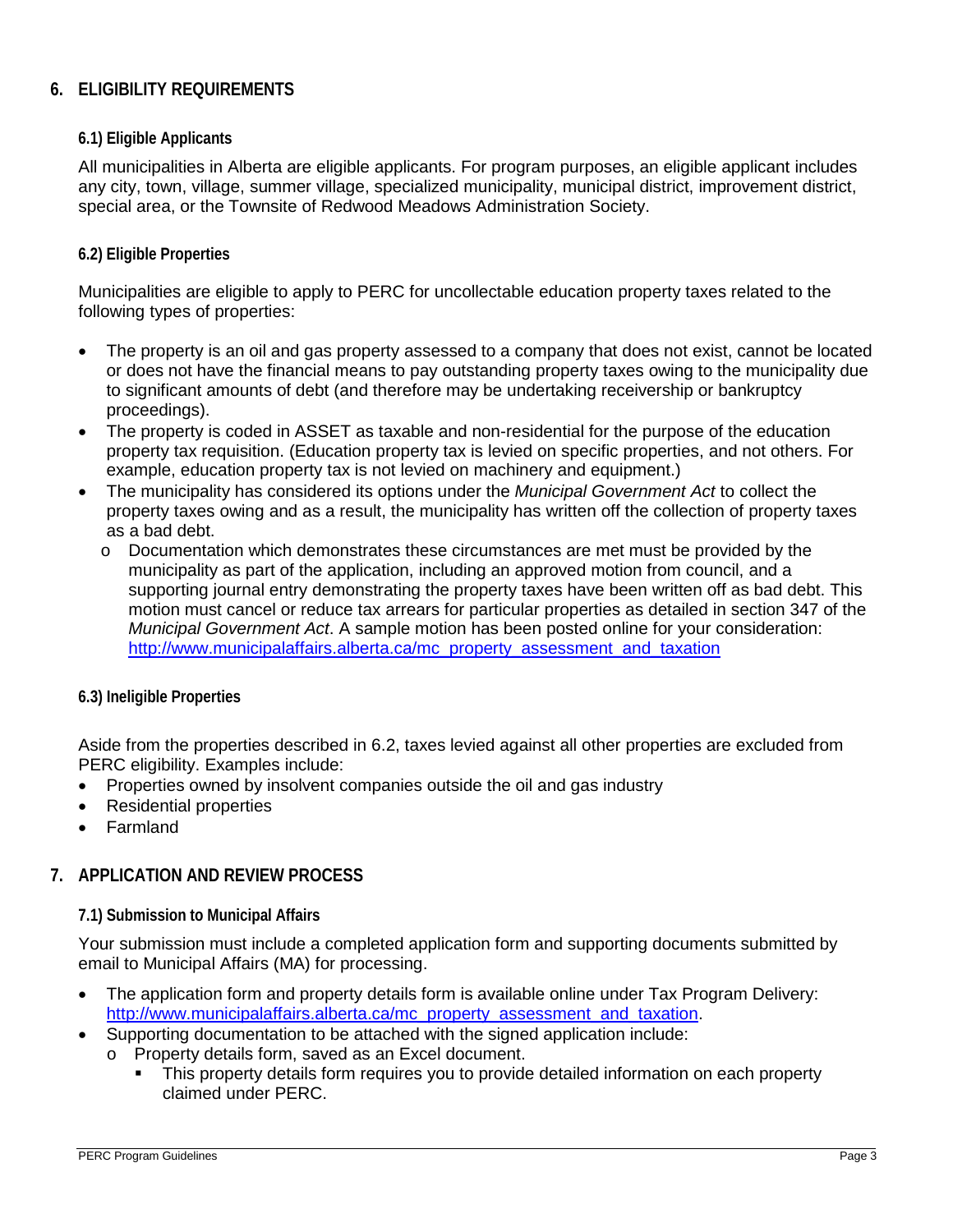## 6. ELIGIBILITY REQUIREMENTS

### 6.1) Eligible Applicants

All municipalities in Alberta are eligible applicants. For program purposes, an eligible applicant includes any city, town, village, summer village, specialized municipality, municipal district, improvement district, special area, or the Townsite of Redwood Meadows Administration Society.

### 6.2) Eligible Properties

Municipalities are eligible to apply to PERC for uncollectable education property taxes related to the following types of properties:

- The property is an oil and gas property assessed to a company that does not exist, cannot be located or does not have the financial means to pay outstanding property taxes owing to the municipality due to significant amounts of debt (and therefore may be undertaking receivership or bankruptcy proceedings).
- The property is coded in ASSET as taxable and non-residential for the purpose of the education property tax requisition. (Education property tax is levied on specific properties, and not others. For example, education property tax is not levied on machinery and equipment.)
- The municipality has considered its options under the *Municipal Government Act* to collect the property taxes owing and as a result, the municipality has written off the collection of property taxes as a bad debt.
  - Documentation which demonstrates these circumstances are met must be provided by the municipality as part of the application, including an approved motion from council, and a supporting journal entry demonstrating the property taxes have been written off as bad debt. This motion must cancel or reduce tax arrears for particular properties as detailed in section 347 of the *Municipal Government Act*. A sample motion has been posted online for your consideration: http://www.municipalaffairs.alberta.ca/mc_property_assessment_and_taxation

### 6.3) Ineligible Properties

Aside from the properties described in 6.2, taxes levied against all other properties are excluded from PERC eligibility. Examples include:

- Properties owned by insolvent companies outside the oil and gas industry
- Residential properties
- Farmland

## 7. APPLICATION AND REVIEW PROCESS

### 7.1) Submission to Municipal Affairs

Your submission must include a completed application form and supporting documents submitted by email to Municipal Affairs (MA) for processing.

- The application form and property details form is available online under Tax Program Delivery: http://www.municipalaffairs.alberta.ca/mc_property_assessment_and_taxation.
- Supporting documentation to be attached with the signed application include:
  - Property details form, saved as an Excel document.
    - This property details form requires you to provide detailed information on each property claimed under PERC.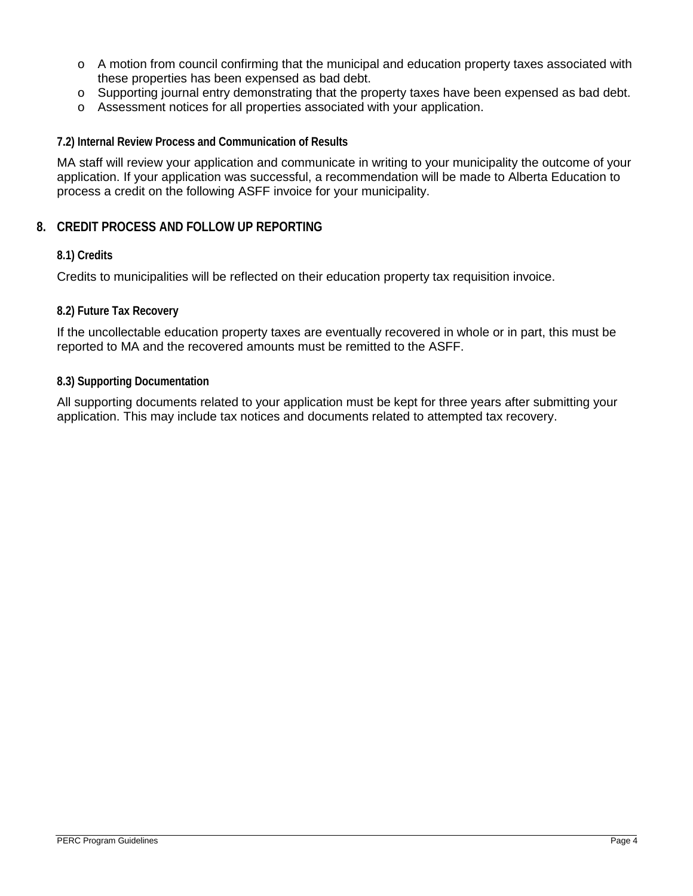- A motion from council confirming that the municipal and education property taxes associated with these properties has been expensed as bad debt.
- Supporting journal entry demonstrating that the property taxes have been expensed as bad debt.
- Assessment notices for all properties associated with your application.

### 7.2) Internal Review Process and Communication of Results

MA staff will review your application and communicate in writing to your municipality the outcome of your application. If your application was successful, a recommendation will be made to Alberta Education to process a credit on the following ASFF invoice for your municipality.

## 8. CREDIT PROCESS AND FOLLOW UP REPORTING

### 8.1) Credits

Credits to municipalities will be reflected on their education property tax requisition invoice.

### 8.2) Future Tax Recovery

If the uncollectable education property taxes are eventually recovered in whole or in part, this must be reported to MA and the recovered amounts must be remitted to the ASFF.

### 8.3) Supporting Documentation

All supporting documents related to your application must be kept for three years after submitting your application. This may include tax notices and documents related to attempted tax recovery.